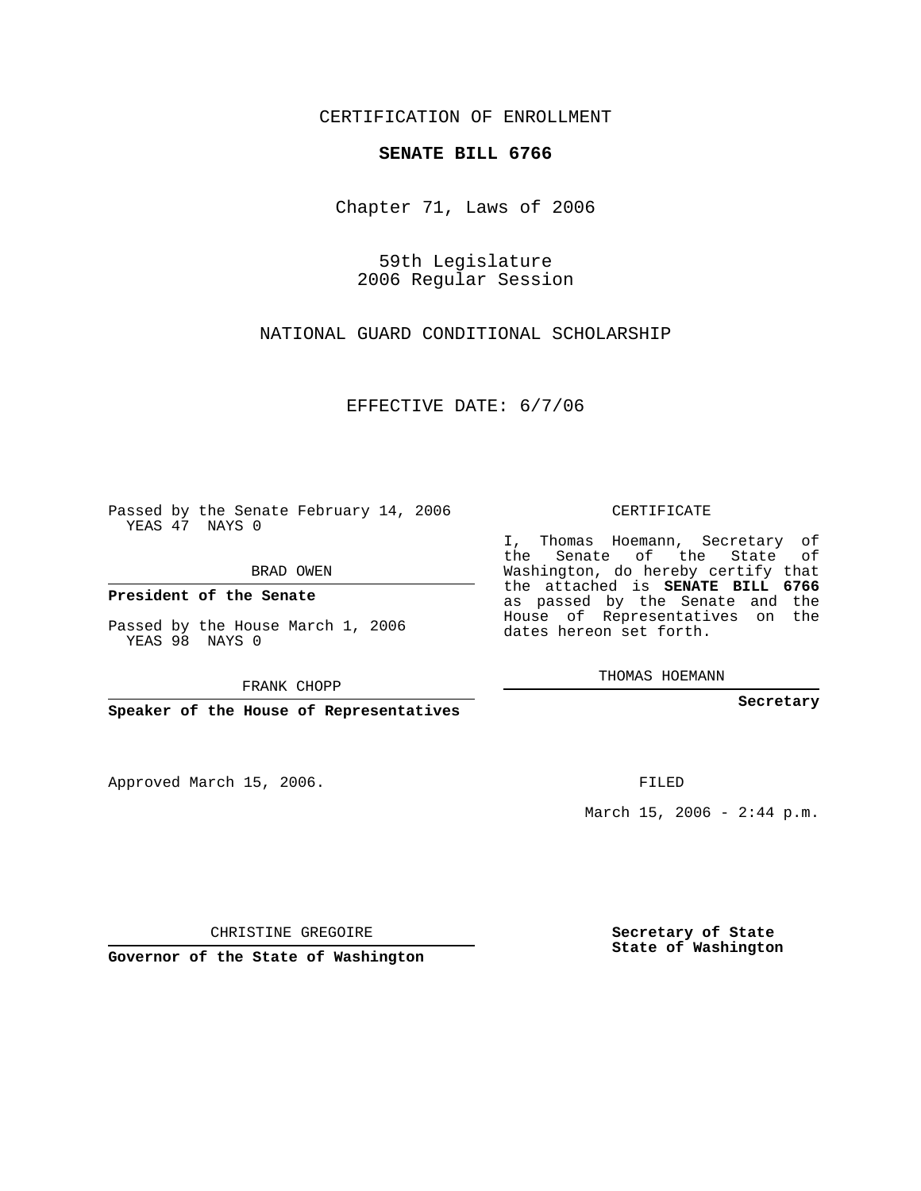CERTIFICATION OF ENROLLMENT

**SENATE BILL 6766**

Chapter 71, Laws of 2006

59th Legislature
2006 Regular Session

NATIONAL GUARD CONDITIONAL SCHOLARSHIP

EFFECTIVE DATE: 6/7/06

Passed by the Senate February 14, 2006
YEAS 47 NAYS 0

BRAD OWEN

**President of the Senate**

Passed by the House March 1, 2006
YEAS 98 NAYS 0

FRANK CHOPP

**Speaker of the House of Representatives**

CERTIFICATE

I, Thomas Hoemann, Secretary of the Senate of the State of Washington, do hereby certify that the attached is **SENATE BILL 6766** as passed by the Senate and the House of Representatives on the dates hereon set forth.

THOMAS HOEMANN

**Secretary**

Approved March 15, 2006.

FILED

March 15, 2006 - 2:44 p.m.

CHRISTINE GREGOIRE

**Governor of the State of Washington**

**Secretary of State**
**State of Washington**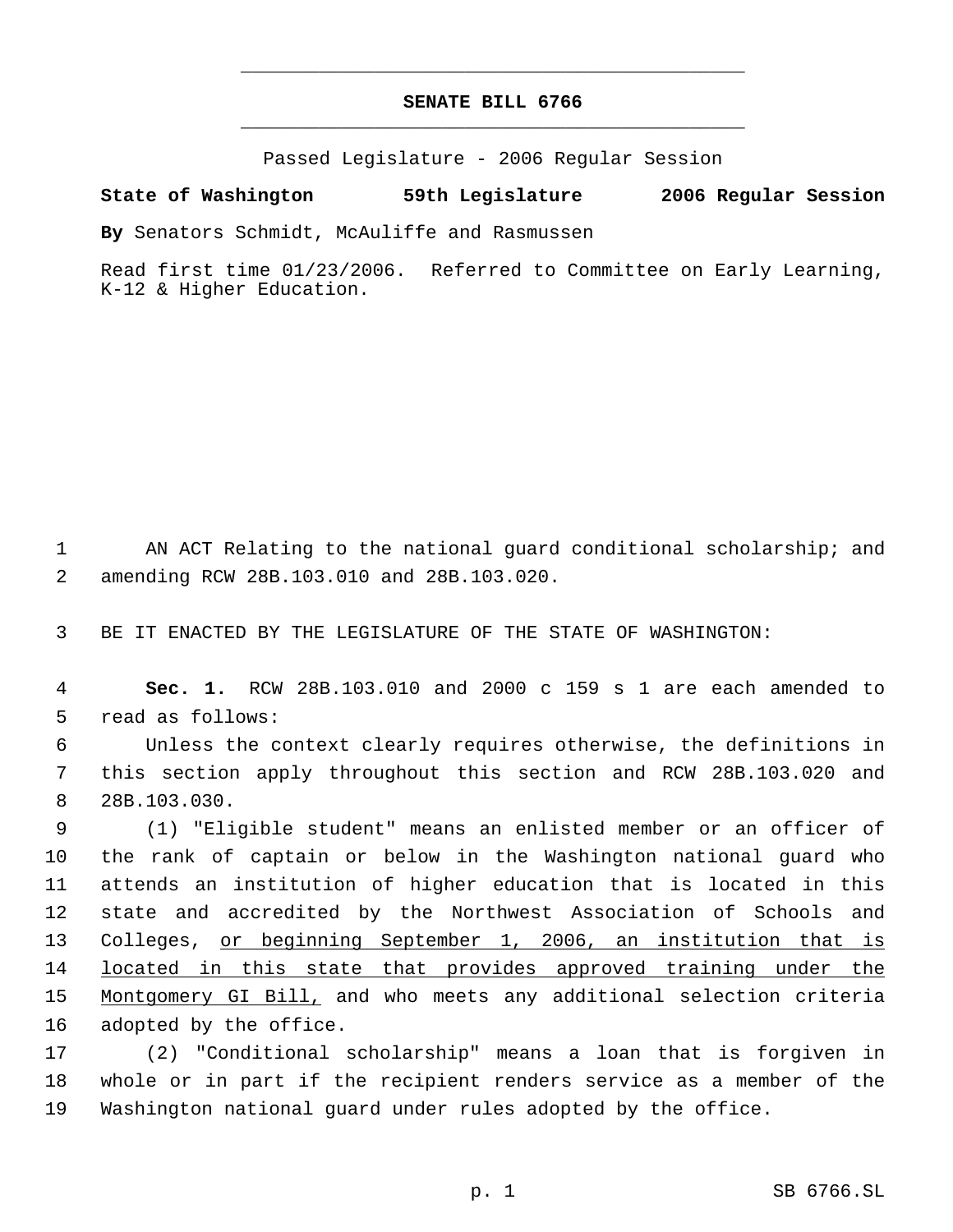# SENATE BILL 6766

Passed Legislature - 2006 Regular Session

**State of Washington 59th Legislature 2006 Regular Session**

**By** Senators Schmidt, McAuliffe and Rasmussen

Read first time 01/23/2006. Referred to Committee on Early Learning, K-12 & Higher Education.

AN ACT Relating to the national guard conditional scholarship; and amending RCW 28B.103.010 and 28B.103.020.

BE IT ENACTED BY THE LEGISLATURE OF THE STATE OF WASHINGTON:

**Sec. 1.** RCW 28B.103.010 and 2000 c 159 s 1 are each amended to read as follows:

Unless the context clearly requires otherwise, the definitions in this section apply throughout this section and RCW 28B.103.020 and 28B.103.030.

(1) "Eligible student" means an enlisted member or an officer of the rank of captain or below in the Washington national guard who attends an institution of higher education that is located in this state and accredited by the Northwest Association of Schools and Colleges, <u>or beginning September 1, 2006, an institution that is located in this state that provides approved training under the Montgomery GI Bill,</u> and who meets any additional selection criteria adopted by the office.

(2) "Conditional scholarship" means a loan that is forgiven in whole or in part if the recipient renders service as a member of the Washington national guard under rules adopted by the office.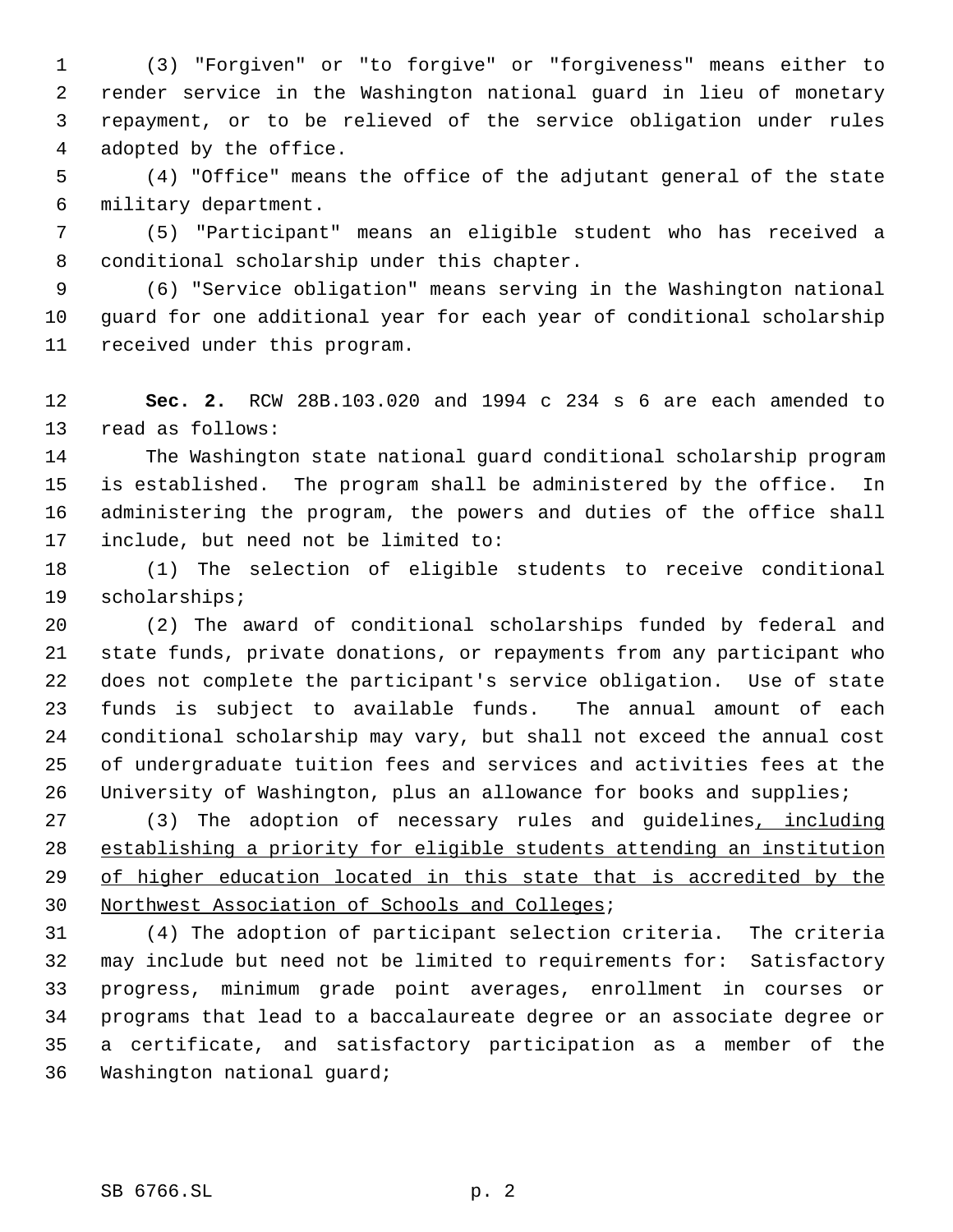(3) "Forgiven" or "to forgive" or "forgiveness" means either to render service in the Washington national guard in lieu of monetary repayment, or to be relieved of the service obligation under rules adopted by the office.

(4) "Office" means the office of the adjutant general of the state military department.

(5) "Participant" means an eligible student who has received a conditional scholarship under this chapter.

(6) "Service obligation" means serving in the Washington national guard for one additional year for each year of conditional scholarship received under this program.

**Sec. 2.** RCW 28B.103.020 and 1994 c 234 s 6 are each amended to read as follows:

The Washington state national guard conditional scholarship program is established. The program shall be administered by the office. In administering the program, the powers and duties of the office shall include, but need not be limited to:

(1) The selection of eligible students to receive conditional scholarships;

(2) The award of conditional scholarships funded by federal and state funds, private donations, or repayments from any participant who does not complete the participant's service obligation. Use of state funds is subject to available funds. The annual amount of each conditional scholarship may vary, but shall not exceed the annual cost of undergraduate tuition fees and services and activities fees at the University of Washington, plus an allowance for books and supplies;

(3) The adoption of necessary rules and guidelines<u>, including establishing a priority for eligible students attending an institution of higher education located in this state that is accredited by the Northwest Association of Schools and Colleges</u>;

(4) The adoption of participant selection criteria. The criteria may include but need not be limited to requirements for: Satisfactory progress, minimum grade point averages, enrollment in courses or programs that lead to a baccalaureate degree or an associate degree or a certificate, and satisfactory participation as a member of the Washington national guard;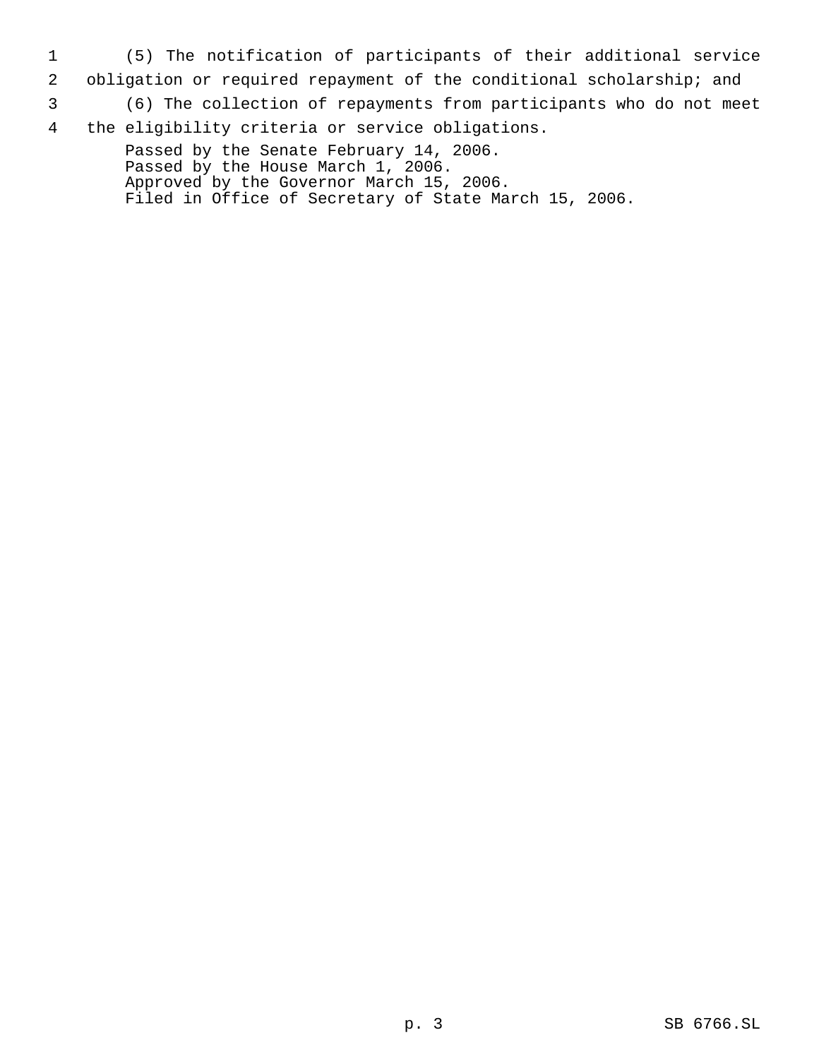(5) The notification of participants of their additional service obligation or required repayment of the conditional scholarship; and

(6) The collection of repayments from participants who do not meet the eligibility criteria or service obligations.

Passed by the Senate February 14, 2006.
Passed by the House March 1, 2006.
Approved by the Governor March 15, 2006.
Filed in Office of Secretary of State March 15, 2006.